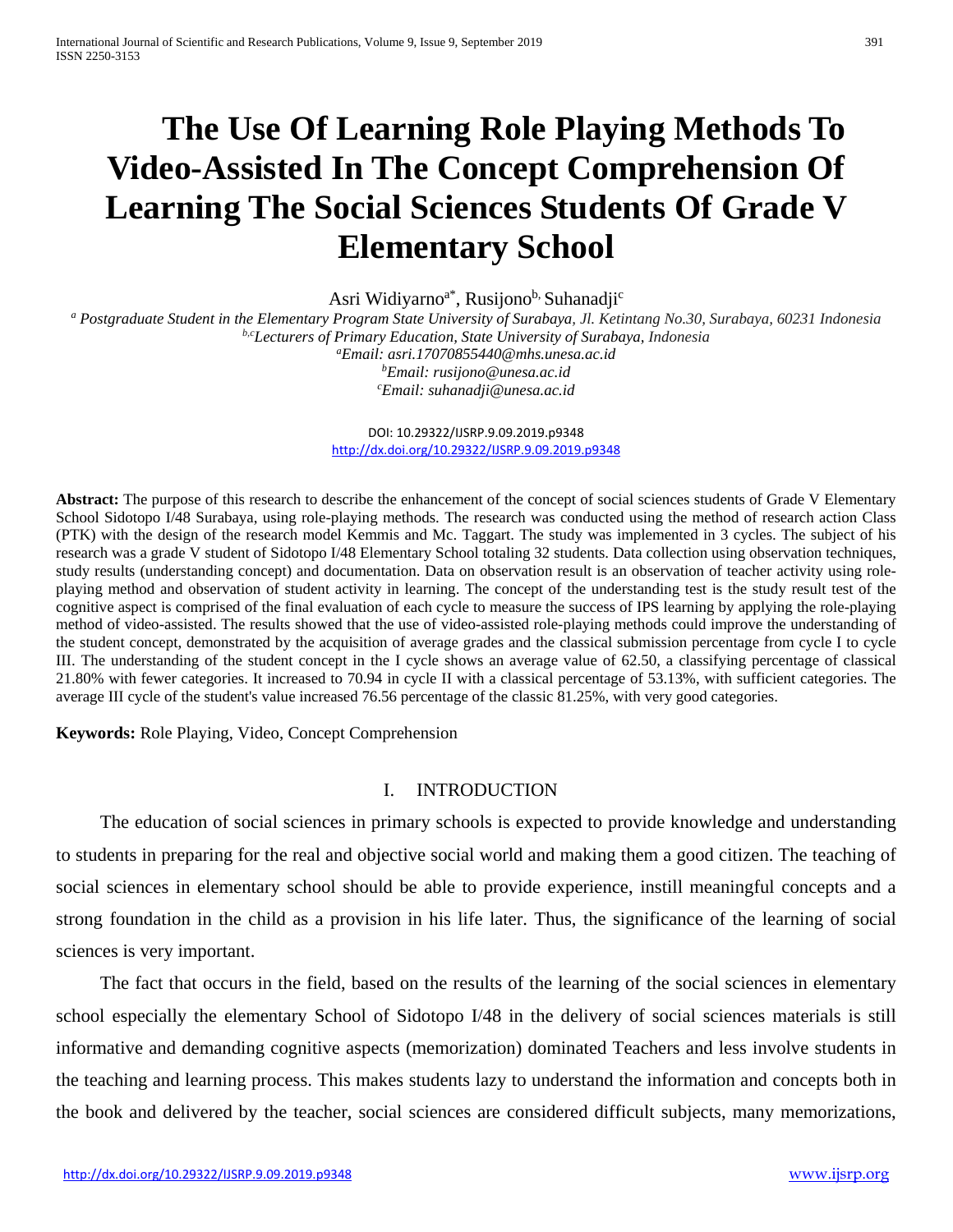# The Use Of Learning Role Playing Methods To Video-Assisted In The Concept Comprehension Of Learning The Social Sciences Students Of Grade V Elementary School

Asri Widiyarno[a*], Rusijono[b], Suhanadji[c]

[a] *Postgraduate Student in the Elementary Program State University of Surabaya, Jl. Ketintang No.30, Surabaya, 60231 Indonesia*
[b,c] *Lecturers of Primary Education, State University of Surabaya, Indonesia*
[a] *Email: asri.17070855440@mhs.unesa.ac.id*
[b] *Email: rusijono@unesa.ac.id*
[c] *Email: suhanadji@unesa.ac.id*

DOI: 10.29322/IJSRP.9.09.2019.p9348
http://dx.doi.org/10.29322/IJSRP.9.09.2019.p9348

**Abstract:** The purpose of this research to describe the enhancement of the concept of social sciences students of Grade V Elementary School Sidotopo I/48 Surabaya, using role-playing methods. The research was conducted using the method of research action Class (PTK) with the design of the research model Kemmis and Mc. Taggart. The study was implemented in 3 cycles. The subject of his research was a grade V student of Sidotopo I/48 Elementary School totaling 32 students. Data collection using observation techniques, study results (understanding concept) and documentation. Data on observation result is an observation of teacher activity using role-playing method and observation of student activity in learning. The concept of the understanding test is the study result test of the cognitive aspect is comprised of the final evaluation of each cycle to measure the success of IPS learning by applying the role-playing method of video-assisted. The results showed that the use of video-assisted role-playing methods could improve the understanding of the student concept, demonstrated by the acquisition of average grades and the classical submission percentage from cycle I to cycle III. The understanding of the student concept in the I cycle shows an average value of 62.50, a classifying percentage of classical 21.80% with fewer categories. It increased to 70.94 in cycle II with a classical percentage of 53.13%, with sufficient categories. The average III cycle of the student's value increased 76.56 percentage of the classic 81.25%, with very good categories.

**Keywords:** Role Playing, Video, Concept Comprehension

## I. INTRODUCTION

The education of social sciences in primary schools is expected to provide knowledge and understanding to students in preparing for the real and objective social world and making them a good citizen. The teaching of social sciences in elementary school should be able to provide experience, instill meaningful concepts and a strong foundation in the child as a provision in his life later. Thus, the significance of the learning of social sciences is very important.

The fact that occurs in the field, based on the results of the learning of the social sciences in elementary school especially the elementary School of Sidotopo I/48 in the delivery of social sciences materials is still informative and demanding cognitive aspects (memorization) dominated Teachers and less involve students in the teaching and learning process. This makes students lazy to understand the information and concepts both in the book and delivered by the teacher, social sciences are considered difficult subjects, many memorizations,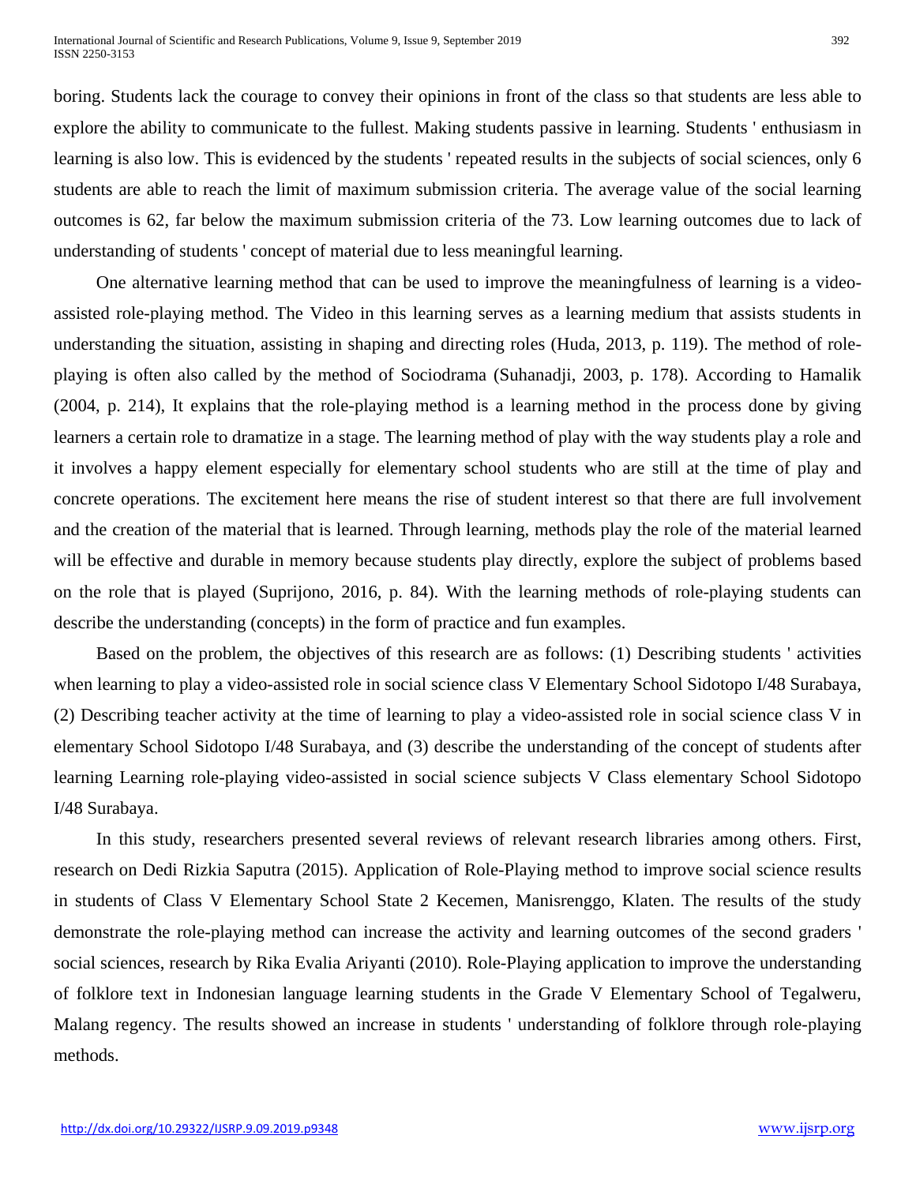boring. Students lack the courage to convey their opinions in front of the class so that students are less able to explore the ability to communicate to the fullest. Making students passive in learning. Students ' enthusiasm in learning is also low. This is evidenced by the students ' repeated results in the subjects of social sciences, only 6 students are able to reach the limit of maximum submission criteria. The average value of the social learning outcomes is 62, far below the maximum submission criteria of the 73. Low learning outcomes due to lack of understanding of students ' concept of material due to less meaningful learning.

One alternative learning method that can be used to improve the meaningfulness of learning is a video-assisted role-playing method. The Video in this learning serves as a learning medium that assists students in understanding the situation, assisting in shaping and directing roles (Huda, 2013, p. 119). The method of role-playing is often also called by the method of Sociodrama (Suhanadji, 2003, p. 178). According to Hamalik (2004, p. 214), It explains that the role-playing method is a learning method in the process done by giving learners a certain role to dramatize in a stage. The learning method of play with the way students play a role and it involves a happy element especially for elementary school students who are still at the time of play and concrete operations. The excitement here means the rise of student interest so that there are full involvement and the creation of the material that is learned. Through learning, methods play the role of the material learned will be effective and durable in memory because students play directly, explore the subject of problems based on the role that is played (Suprijono, 2016, p. 84). With the learning methods of role-playing students can describe the understanding (concepts) in the form of practice and fun examples.

Based on the problem, the objectives of this research are as follows: (1) Describing students ' activities when learning to play a video-assisted role in social science class V Elementary School Sidotopo I/48 Surabaya, (2) Describing teacher activity at the time of learning to play a video-assisted role in social science class V in elementary School Sidotopo I/48 Surabaya, and (3) describe the understanding of the concept of students after learning Learning role-playing video-assisted in social science subjects V Class elementary School Sidotopo I/48 Surabaya.

In this study, researchers presented several reviews of relevant research libraries among others. First, research on Dedi Rizkia Saputra (2015). Application of Role-Playing method to improve social science results in students of Class V Elementary School State 2 Kecemen, Manisrenggo, Klaten. The results of the study demonstrate the role-playing method can increase the activity and learning outcomes of the second graders ' social sciences, research by Rika Evalia Ariyanti (2010). Role-Playing application to improve the understanding of folklore text in Indonesian language learning students in the Grade V Elementary School of Tegalweru, Malang regency. The results showed an increase in students ' understanding of folklore through role-playing methods.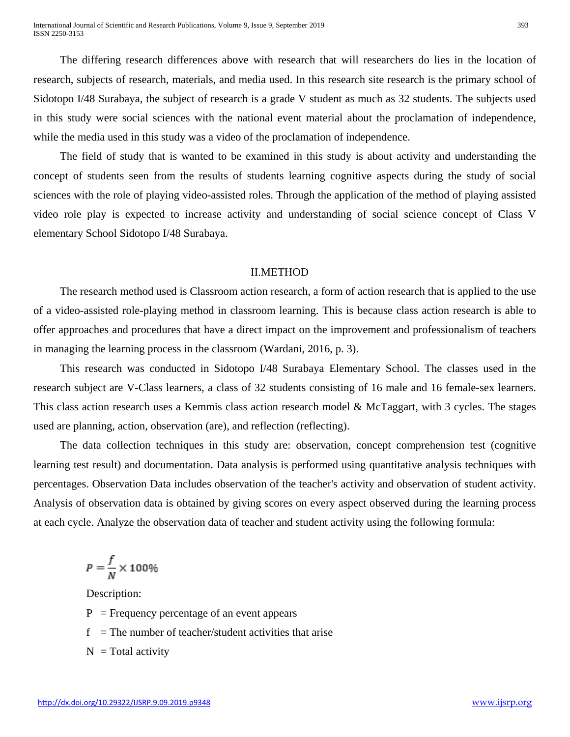The differing research differences above with research that will researchers do lies in the location of research, subjects of research, materials, and media used. In this research site research is the primary school of Sidotopo I/48 Surabaya, the subject of research is a grade V student as much as 32 students. The subjects used in this study were social sciences with the national event material about the proclamation of independence, while the media used in this study was a video of the proclamation of independence.

The field of study that is wanted to be examined in this study is about activity and understanding the concept of students seen from the results of students learning cognitive aspects during the study of social sciences with the role of playing video-assisted roles. Through the application of the method of playing assisted video role play is expected to increase activity and understanding of social science concept of Class V elementary School Sidotopo I/48 Surabaya.

## II.METHOD

The research method used is Classroom action research, a form of action research that is applied to the use of a video-assisted role-playing method in classroom learning. This is because class action research is able to offer approaches and procedures that have a direct impact on the improvement and professionalism of teachers in managing the learning process in the classroom (Wardani, 2016, p. 3).

This research was conducted in Sidotopo I/48 Surabaya Elementary School. The classes used in the research subject are V-Class learners, a class of 32 students consisting of 16 male and 16 female-sex learners. This class action research uses a Kemmis class action research model & McTaggart, with 3 cycles. The stages used are planning, action, observation (are), and reflection (reflecting).

The data collection techniques in this study are: observation, concept comprehension test (cognitive learning test result) and documentation. Data analysis is performed using quantitative analysis techniques with percentages. Observation Data includes observation of the teacher's activity and observation of student activity. Analysis of observation data is obtained by giving scores on every aspect observed during the learning process at each cycle. Analyze the observation data of teacher and student activity using the following formula:

$$P = \frac{f}{N} \times 100\%$$

Description:

P = Frequency percentage of an event appears

f = The number of teacher/student activities that arise

N = Total activity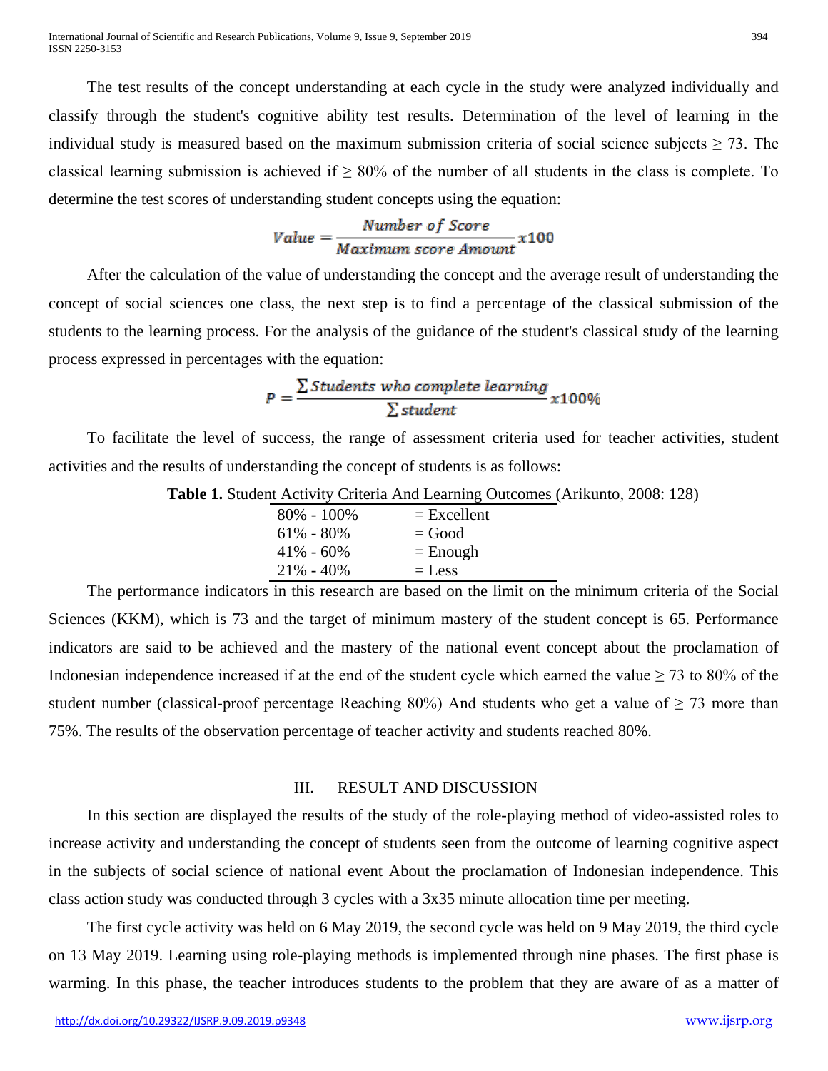The test results of the concept understanding at each cycle in the study were analyzed individually and classify through the student's cognitive ability test results. Determination of the level of learning in the individual study is measured based on the maximum submission criteria of social science subjects ≥ 73. The classical learning submission is achieved if ≥ 80% of the number of all students in the class is complete. To determine the test scores of understanding student concepts using the equation:

$$Value = \frac{Number\ of\ Score}{Maximum\ score\ Amount} x100$$

After the calculation of the value of understanding the concept and the average result of understanding the concept of social sciences one class, the next step is to find a percentage of the classical submission of the students to the learning process. For the analysis of the guidance of the student's classical study of the learning process expressed in percentages with the equation:

$$P = \frac{\sum Students\ who\ complete\ learning}{\sum student} x100\%$$

To facilitate the level of success, the range of assessment criteria used for teacher activities, student activities and the results of understanding the concept of students is as follows:

**Table 1.** Student Activity Criteria And Learning Outcomes (Arikunto, 2008: 128)

| | |
|---|---|
| 80% - 100% | = Excellent |
| 61% - 80% | = Good |
| 41% - 60% | = Enough |
| 21% - 40% | = Less |

The performance indicators in this research are based on the limit on the minimum criteria of the Social Sciences (KKM), which is 73 and the target of minimum mastery of the student concept is 65. Performance indicators are said to be achieved and the mastery of the national event concept about the proclamation of Indonesian independence increased if at the end of the student cycle which earned the value ≥ 73 to 80% of the student number (classical-proof percentage Reaching 80%) And students who get a value of ≥ 73 more than 75%. The results of the observation percentage of teacher activity and students reached 80%.

## III. RESULT AND DISCUSSION

In this section are displayed the results of the study of the role-playing method of video-assisted roles to increase activity and understanding the concept of students seen from the outcome of learning cognitive aspect in the subjects of social science of national event About the proclamation of Indonesian independence. This class action study was conducted through 3 cycles with a 3x35 minute allocation time per meeting.

The first cycle activity was held on 6 May 2019, the second cycle was held on 9 May 2019, the third cycle on 13 May 2019. Learning using role-playing methods is implemented through nine phases. The first phase is warming. In this phase, the teacher introduces students to the problem that they are aware of as a matter of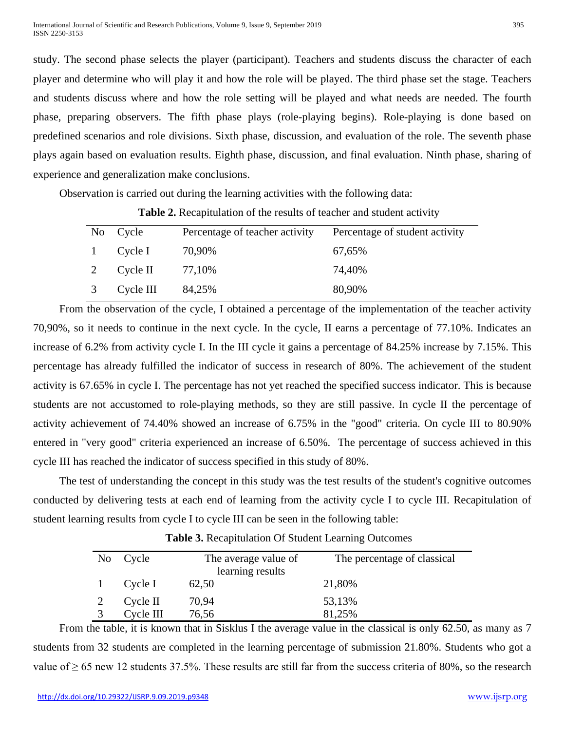study. The second phase selects the player (participant). Teachers and students discuss the character of each player and determine who will play it and how the role will be played. The third phase set the stage. Teachers and students discuss where and how the role setting will be played and what needs are needed. The fourth phase, preparing observers. The fifth phase plays (role-playing begins). Role-playing is done based on predefined scenarios and role divisions. Sixth phase, discussion, and evaluation of the role. The seventh phase plays again based on evaluation results. Eighth phase, discussion, and final evaluation. Ninth phase, sharing of experience and generalization make conclusions.

Observation is carried out during the learning activities with the following data:

**Table 2.** Recapitulation of the results of teacher and student activity

| No | Cycle | Percentage of teacher activity | Percentage of student activity |
|---|---|---|---|
| 1 | Cycle I | 70,90% | 67,65% |
| 2 | Cycle II | 77,10% | 74,40% |
| 3 | Cycle III | 84,25% | 80,90% |

From the observation of the cycle, I obtained a percentage of the implementation of the teacher activity 70,90%, so it needs to continue in the next cycle. In the cycle, II earns a percentage of 77.10%. Indicates an increase of 6.2% from activity cycle I. In the III cycle it gains a percentage of 84.25% increase by 7.15%. This percentage has already fulfilled the indicator of success in research of 80%. The achievement of the student activity is 67.65% in cycle I. The percentage has not yet reached the specified success indicator. This is because students are not accustomed to role-playing methods, so they are still passive. In cycle II the percentage of activity achievement of 74.40% showed an increase of 6.75% in the "good" criteria. On cycle III to 80.90% entered in "very good" criteria experienced an increase of 6.50%. The percentage of success achieved in this cycle III has reached the indicator of success specified in this study of 80%.

The test of understanding the concept in this study was the test results of the student's cognitive outcomes conducted by delivering tests at each end of learning from the activity cycle I to cycle III. Recapitulation of student learning results from cycle I to cycle III can be seen in the following table:

**Table 3.** Recapitulation Of Student Learning Outcomes

| No | Cycle | The average value of learning results | The percentage of classical |
|---|---|---|---|
| 1 | Cycle I | 62,50 | 21,80% |
| 2 | Cycle II | 70,94 | 53,13% |
| 3 | Cycle III | 76,56 | 81,25% |

From the table, it is known that in Sisklus I the average value in the classical is only 62.50, as many as 7 students from 32 students are completed in the learning percentage of submission 21.80%. Students who got a value of ≥ 65 new 12 students 37.5%. These results are still far from the success criteria of 80%, so the research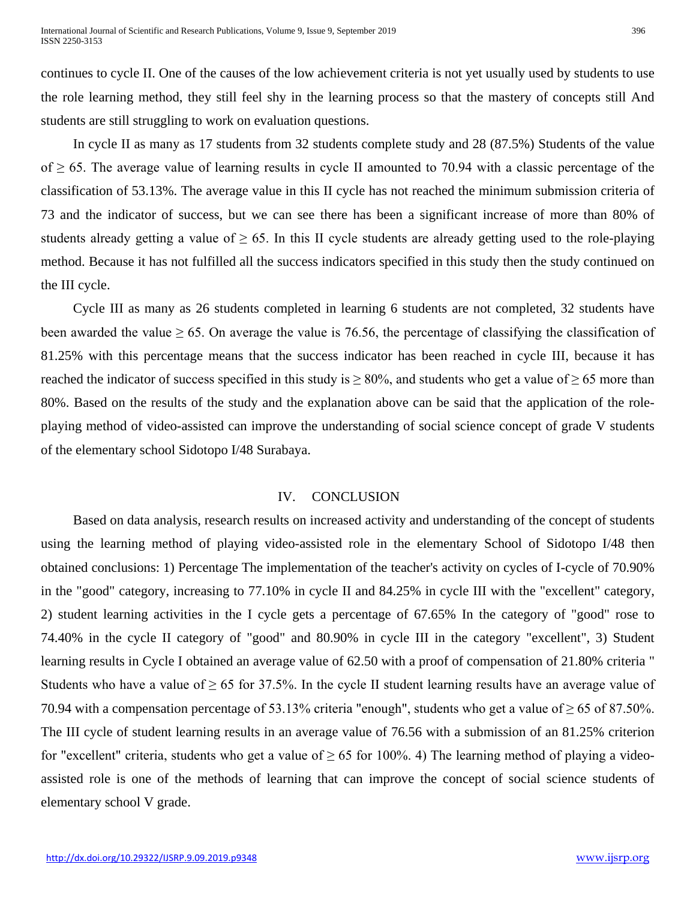continues to cycle II. One of the causes of the low achievement criteria is not yet usually used by students to use the role learning method, they still feel shy in the learning process so that the mastery of concepts still And students are still struggling to work on evaluation questions.

In cycle II as many as 17 students from 32 students complete study and 28 (87.5%) Students of the value of ≥ 65. The average value of learning results in cycle II amounted to 70.94 with a classic percentage of the classification of 53.13%. The average value in this II cycle has not reached the minimum submission criteria of 73 and the indicator of success, but we can see there has been a significant increase of more than 80% of students already getting a value of ≥ 65. In this II cycle students are already getting used to the role-playing method. Because it has not fulfilled all the success indicators specified in this study then the study continued on the III cycle.

Cycle III as many as 26 students completed in learning 6 students are not completed, 32 students have been awarded the value ≥ 65. On average the value is 76.56, the percentage of classifying the classification of 81.25% with this percentage means that the success indicator has been reached in cycle III, because it has reached the indicator of success specified in this study is ≥ 80%, and students who get a value of ≥ 65 more than 80%. Based on the results of the study and the explanation above can be said that the application of the role-playing method of video-assisted can improve the understanding of social science concept of grade V students of the elementary school Sidotopo I/48 Surabaya.

## IV. CONCLUSION

Based on data analysis, research results on increased activity and understanding of the concept of students using the learning method of playing video-assisted role in the elementary School of Sidotopo I/48 then obtained conclusions: 1) Percentage The implementation of the teacher's activity on cycles of I-cycle of 70.90% in the "good" category, increasing to 77.10% in cycle II and 84.25% in cycle III with the "excellent" category, 2) student learning activities in the I cycle gets a percentage of 67.65% In the category of "good" rose to 74.40% in the cycle II category of "good" and 80.90% in cycle III in the category "excellent", 3) Student learning results in Cycle I obtained an average value of 62.50 with a proof of compensation of 21.80% criteria " Students who have a value of ≥ 65 for 37.5%. In the cycle II student learning results have an average value of 70.94 with a compensation percentage of 53.13% criteria "enough", students who get a value of ≥ 65 of 87.50%. The III cycle of student learning results in an average value of 76.56 with a submission of an 81.25% criterion for "excellent" criteria, students who get a value of ≥ 65 for 100%. 4) The learning method of playing a video-assisted role is one of the methods of learning that can improve the concept of social science students of elementary school V grade.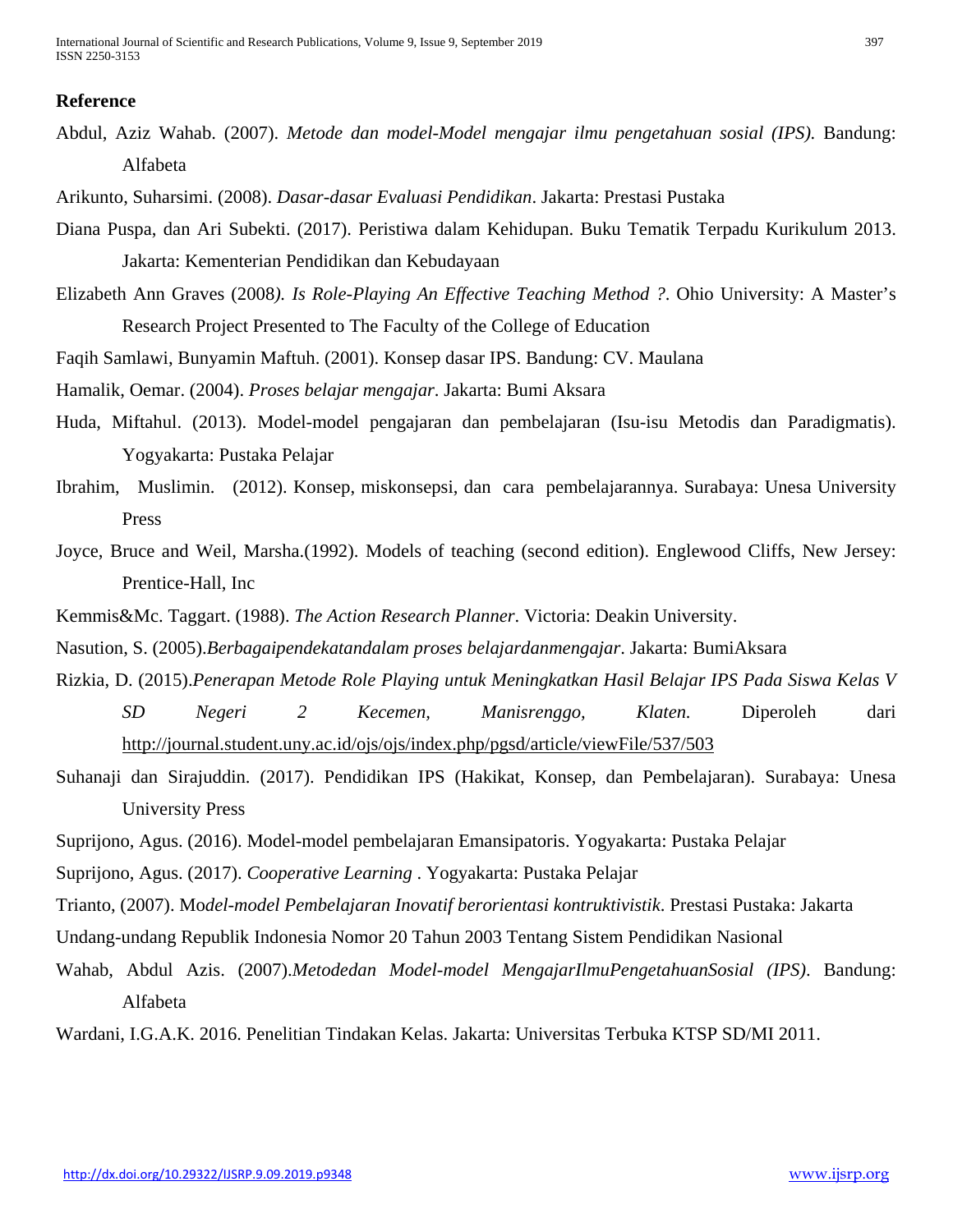## Reference

Abdul, Aziz Wahab. (2007). *Metode dan model-Model mengajar ilmu pengetahuan sosial (IPS).* Bandung: Alfabeta

Arikunto, Suharsimi. (2008). *Dasar-dasar Evaluasi Pendidikan*. Jakarta: Prestasi Pustaka

Diana Puspa, dan Ari Subekti. (2017). Peristiwa dalam Kehidupan. Buku Tematik Terpadu Kurikulum 2013. Jakarta: Kementerian Pendidikan dan Kebudayaan

Elizabeth Ann Graves (2008*). Is Role-Playing An Effective Teaching Method ?*. Ohio University: A Master's Research Project Presented to The Faculty of the College of Education

Faqih Samlawi, Bunyamin Maftuh. (2001). Konsep dasar IPS. Bandung: CV. Maulana

Hamalik, Oemar. (2004). *Proses belajar mengajar*. Jakarta: Bumi Aksara

Huda, Miftahul. (2013). Model-model pengajaran dan pembelajaran (Isu-isu Metodis dan Paradigmatis). Yogyakarta: Pustaka Pelajar

Ibrahim, Muslimin. (2012). Konsep, miskonsepsi, dan cara pembelajarannya. Surabaya: Unesa University Press

Joyce, Bruce and Weil, Marsha.(1992). Models of teaching (second edition). Englewood Cliffs, New Jersey: Prentice-Hall, Inc

Kemmis&Mc. Taggart. (1988). *The Action Research Planner*. Victoria: Deakin University.

Nasution, S. (2005).*Berbagaipendekatandalam proses belajardanmengajar*. Jakarta: BumiAksara

Rizkia, D. (2015).*Penerapan Metode Role Playing untuk Meningkatkan Hasil Belajar IPS Pada Siswa Kelas V SD Negeri 2 Kecemen, Manisrenggo, Klaten.* Diperoleh dari http://journal.student.uny.ac.id/ojs/ojs/index.php/pgsd/article/viewFile/537/503

Suhanaji dan Sirajuddin. (2017). Pendidikan IPS (Hakikat, Konsep, dan Pembelajaran). Surabaya: Unesa University Press

Suprijono, Agus. (2016). Model-model pembelajaran Emansipatoris. Yogyakarta: Pustaka Pelajar

Suprijono, Agus. (2017). *Cooperative Learning* . Yogyakarta: Pustaka Pelajar

Trianto, (2007). Mo*del-model Pembelajaran Inovatif berorientasi kontruktivistik*. Prestasi Pustaka: Jakarta

Undang-undang Republik Indonesia Nomor 20 Tahun 2003 Tentang Sistem Pendidikan Nasional

Wahab, Abdul Azis. (2007).*Metodedan Model-model MengajarIlmuPengetahuanSosial (IPS)*. Bandung: Alfabeta

Wardani, I.G.A.K. 2016. Penelitian Tindakan Kelas. Jakarta: Universitas Terbuka KTSP SD/MI 2011.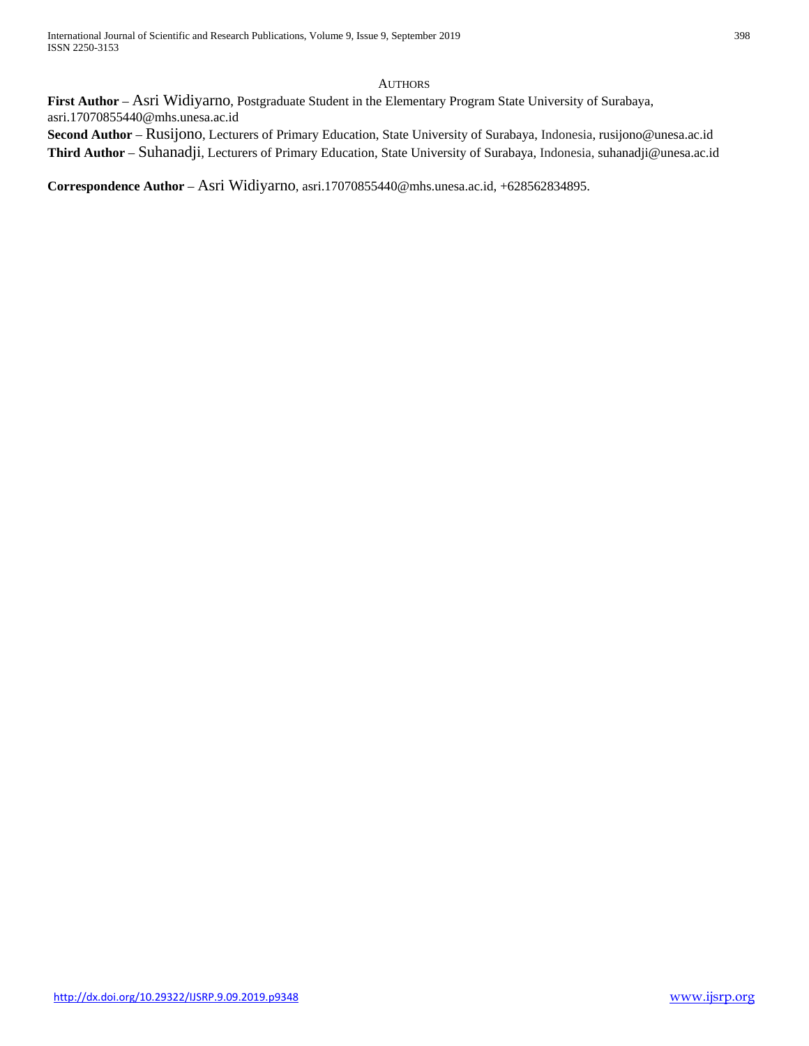## AUTHORS

**First Author** – Asri Widiyarno, Postgraduate Student in the Elementary Program State University of Surabaya, asri.17070855440@mhs.unesa.ac.id

**Second Author** – Rusijono, Lecturers of Primary Education, State University of Surabaya, Indonesia, rusijono@unesa.ac.id

**Third Author** – Suhanadji, Lecturers of Primary Education, State University of Surabaya, Indonesia, suhanadji@unesa.ac.id

**Correspondence Author** – Asri Widiyarno, asri.17070855440@mhs.unesa.ac.id, +628562834895.